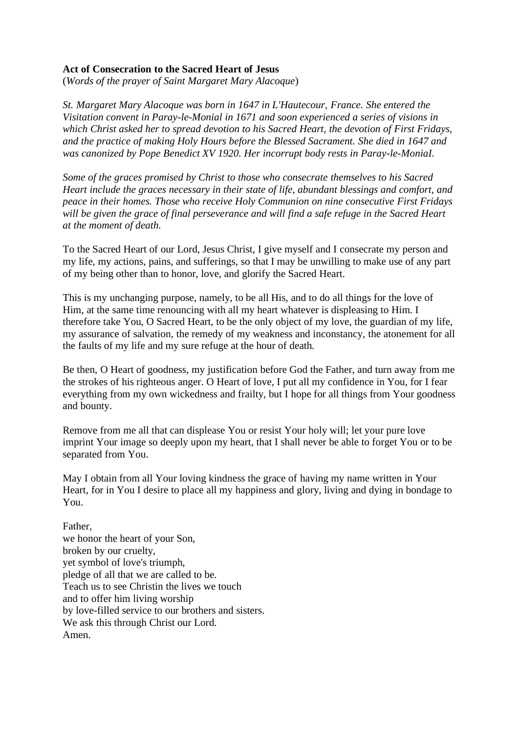**Act of Consecration to the Sacred Heart of Jesus**
(*Words of the prayer of Saint Margaret Mary Alacoque*)

*St. Margaret Mary Alacoque was born in 1647 in L'Hautecour, France. She entered the Visitation convent in Paray-le-Monial in 1671 and soon experienced a series of visions in which Christ asked her to spread devotion to his Sacred Heart, the devotion of First Fridays, and the practice of making Holy Hours before the Blessed Sacrament. She died in 1647 and was canonized by Pope Benedict XV 1920. Her incorrupt body rests in Paray-le-MoniaI.*

*Some of the graces promised by Christ to those who consecrate themselves to his Sacred Heart include the graces necessary in their state of life, abundant blessings and comfort, and peace in their homes. Those who receive Holy Communion on nine consecutive First Fridays will be given the grace of final perseverance and will find a safe refuge in the Sacred Heart at the moment of death.*

To the Sacred Heart of our Lord, Jesus Christ, I give myself and I consecrate my person and my life, my actions, pains, and sufferings, so that I may be unwilling to make use of any part of my being other than to honor, love, and glorify the Sacred Heart.

This is my unchanging purpose, namely, to be all His, and to do all things for the love of Him, at the same time renouncing with all my heart whatever is displeasing to Him. I therefore take You, O Sacred Heart, to be the only object of my love, the guardian of my life, my assurance of salvation, the remedy of my weakness and inconstancy, the atonement for all the faults of my life and my sure refuge at the hour of death.

Be then, O Heart of goodness, my justification before God the Father, and turn away from me the strokes of his righteous anger. O Heart of love, I put all my confidence in You, for I fear everything from my own wickedness and frailty, but I hope for all things from Your goodness and bounty.

Remove from me all that can displease You or resist Your holy will; let your pure love imprint Your image so deeply upon my heart, that I shall never be able to forget You or to be separated from You.

May I obtain from all Your loving kindness the grace of having my name written in Your Heart, for in You I desire to place all my happiness and glory, living and dying in bondage to You.

Father,
we honor the heart of your Son,
broken by our cruelty,
yet symbol of love's triumph,
pledge of all that we are called to be.
Teach us to see Christin the lives we touch
and to offer him living worship
by love-filled service to our brothers and sisters.
We ask this through Christ our Lord.
Amen.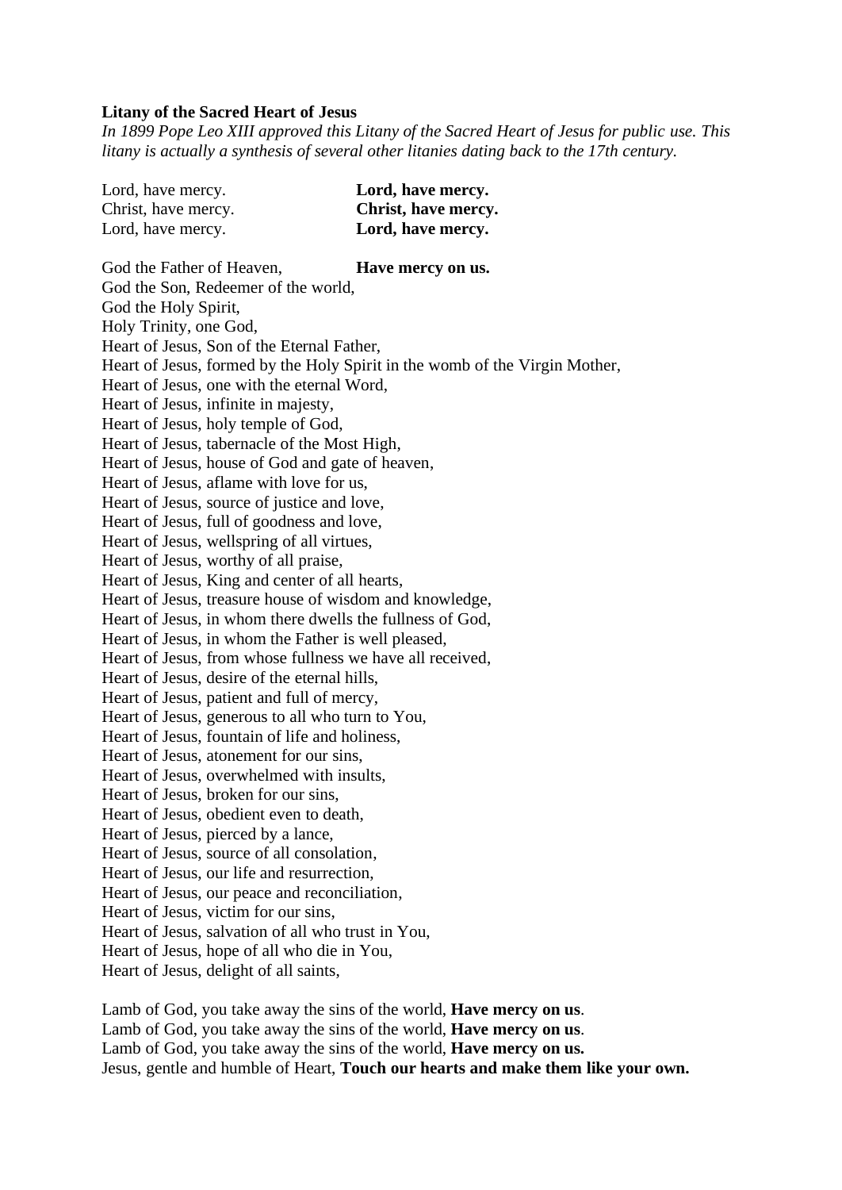**Litany of the Sacred Heart of Jesus**

*In 1899 Pope Leo XIII approved this Litany of the Sacred Heart of Jesus for public use. This litany is actually a synthesis of several other litanies dating back to the 17th century.*

Lord, have mercy. **Lord, have mercy.**
Christ, have mercy. **Christ, have mercy.**
Lord, have mercy. **Lord, have mercy.**

God the Father of Heaven, **Have mercy on us.**
God the Son, Redeemer of the world,
God the Holy Spirit,
Holy Trinity, one God,
Heart of Jesus, Son of the Eternal Father,
Heart of Jesus, formed by the Holy Spirit in the womb of the Virgin Mother,
Heart of Jesus, one with the eternal Word,
Heart of Jesus, infinite in majesty,
Heart of Jesus, holy temple of God,
Heart of Jesus, tabernacle of the Most High,
Heart of Jesus, house of God and gate of heaven,
Heart of Jesus, aflame with love for us,
Heart of Jesus, source of justice and love,
Heart of Jesus, full of goodness and love,
Heart of Jesus, wellspring of all virtues,
Heart of Jesus, worthy of all praise,
Heart of Jesus, King and center of all hearts,
Heart of Jesus, treasure house of wisdom and knowledge,
Heart of Jesus, in whom there dwells the fullness of God,
Heart of Jesus, in whom the Father is well pleased,
Heart of Jesus, from whose fullness we have all received,
Heart of Jesus, desire of the eternal hills,
Heart of Jesus, patient and full of mercy,
Heart of Jesus, generous to all who turn to You,
Heart of Jesus, fountain of life and holiness,
Heart of Jesus, atonement for our sins,
Heart of Jesus, overwhelmed with insults,
Heart of Jesus, broken for our sins,
Heart of Jesus, obedient even to death,
Heart of Jesus, pierced by a lance,
Heart of Jesus, source of all consolation,
Heart of Jesus, our life and resurrection,
Heart of Jesus, our peace and reconciliation,
Heart of Jesus, victim for our sins,
Heart of Jesus, salvation of all who trust in You,
Heart of Jesus, hope of all who die in You,
Heart of Jesus, delight of all saints,

Lamb of God, you take away the sins of the world, **Have mercy on us**.
Lamb of God, you take away the sins of the world, **Have mercy on us**.
Lamb of God, you take away the sins of the world, **Have mercy on us.**
Jesus, gentle and humble of Heart, **Touch our hearts and make them like your own.**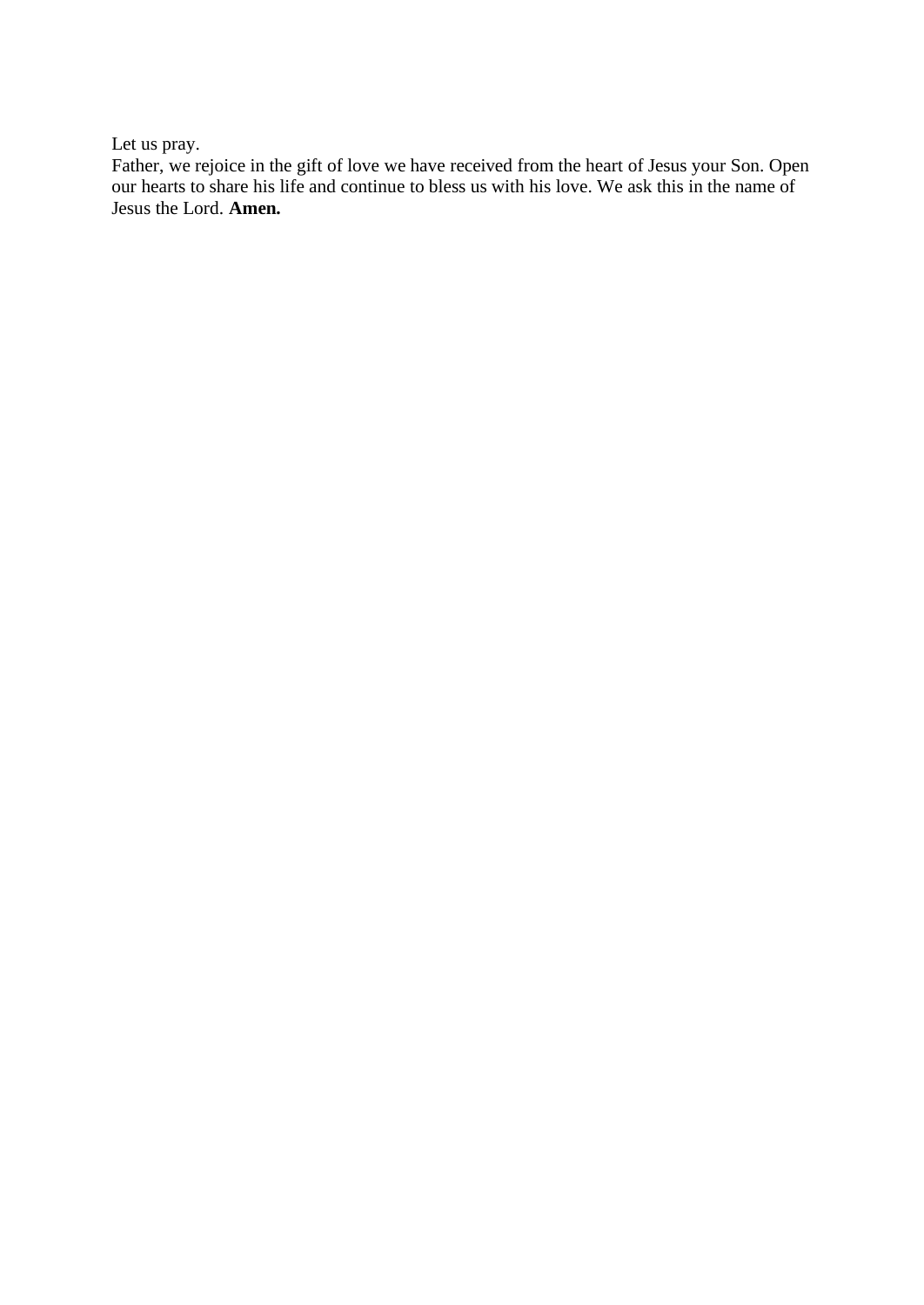Let us pray.

Father, we rejoice in the gift of love we have received from the heart of Jesus your Son. Open our hearts to share his life and continue to bless us with his love. We ask this in the name of Jesus the Lord. **Amen.**